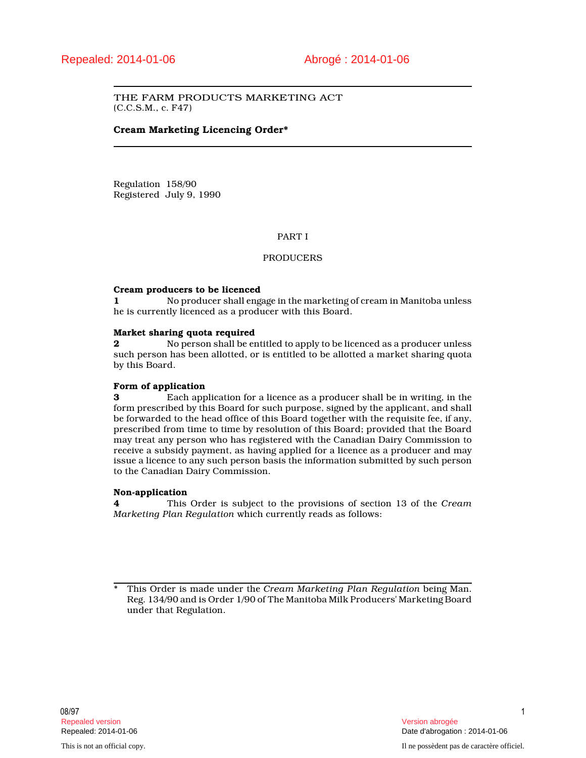Repealed: 2014-01-06

Abrogé : 2014-01-06

THE FARM PRODUCTS MARKETING ACT
(C.C.S.M., c. F47)

**Cream Marketing Licencing Order***

Regulation 158/90
Registered July 9, 1990

## PART I

## PRODUCERS

**Cream producers to be licenced**

**1** No producer shall engage in the marketing of cream in Manitoba unless he is currently licenced as a producer with this Board.

**Market sharing quota required**

**2** No person shall be entitled to apply to be licenced as a producer unless such person has been allotted, or is entitled to be allotted a market sharing quota by this Board.

**Form of application**

**3** Each application for a licence as a producer shall be in writing, in the form prescribed by this Board for such purpose, signed by the applicant, and shall be forwarded to the head office of this Board together with the requisite fee, if any, prescribed from time to time by resolution of this Board; provided that the Board may treat any person who has registered with the Canadian Dairy Commission to receive a subsidy payment, as having applied for a licence as a producer and may issue a licence to any such person basis the information submitted by such person to the Canadian Dairy Commission.

**Non-application**

**4** This Order is subject to the provisions of section 13 of the *Cream Marketing Plan Regulation* which currently reads as follows:

---

* This Order is made under the *Cream Marketing Plan Regulation* being Man. Reg. 134/90 and is Order 1/90 of The Manitoba Milk Producers' Marketing Board under that Regulation.

08/97

Repealed version
Repealed: 2014-01-06

Version abrogée
Date d'abrogation : 2014-01-06

This is not an official copy.

Il ne possèdent pas de caractère officiel.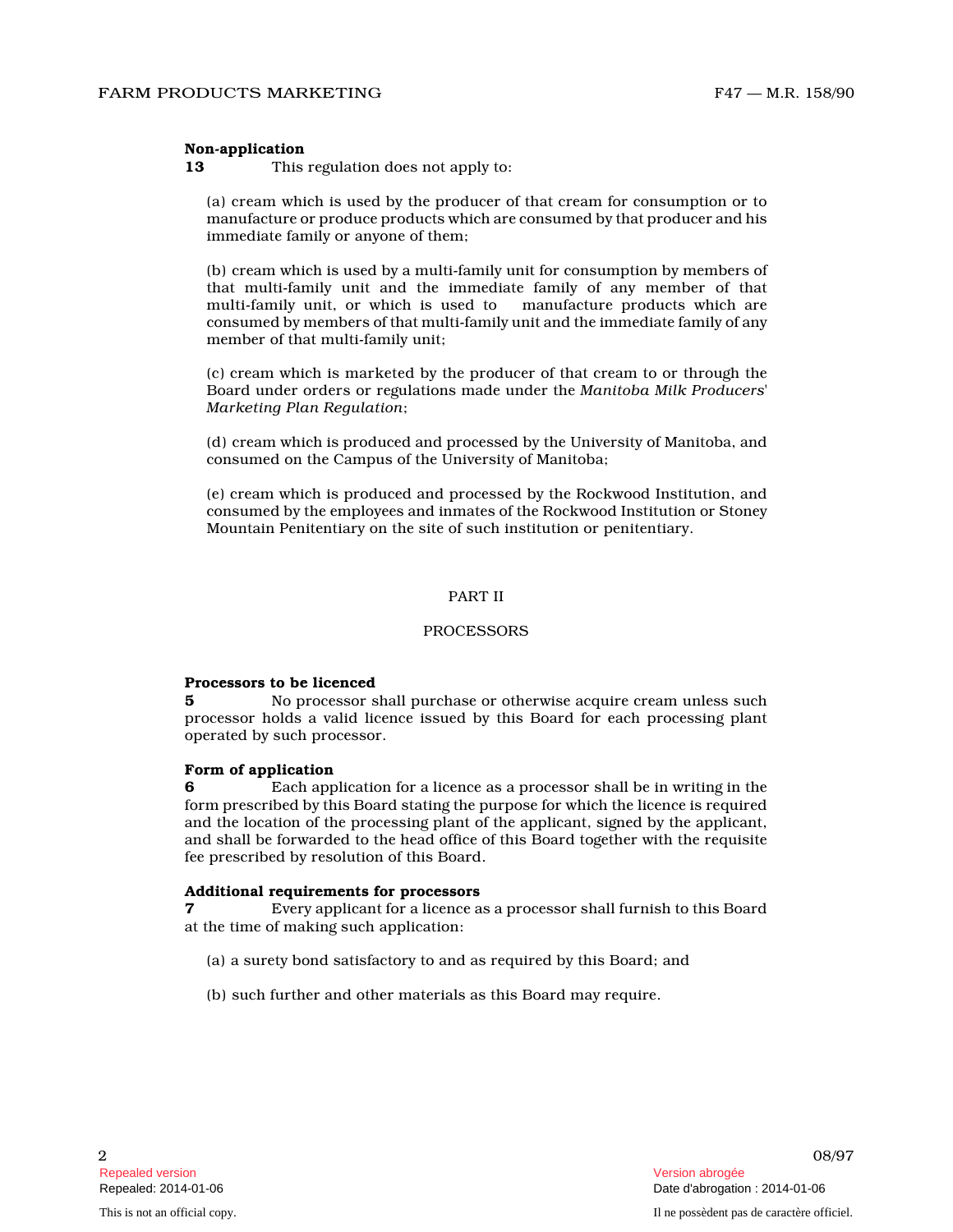**Non-application**

**13** This regulation does not apply to:

(a) cream which is used by the producer of that cream for consumption or to manufacture or produce products which are consumed by that producer and his immediate family or anyone of them;

(b) cream which is used by a multi-family unit for consumption by members of that multi-family unit and the immediate family of any member of that multi-family unit, or which is used to manufacture products which are consumed by members of that multi-family unit and the immediate family of any member of that multi-family unit;

(c) cream which is marketed by the producer of that cream to or through the Board under orders or regulations made under the *Manitoba Milk Producers' Marketing Plan Regulation*;

(d) cream which is produced and processed by the University of Manitoba, and consumed on the Campus of the University of Manitoba;

(e) cream which is produced and processed by the Rockwood Institution, and consumed by the employees and inmates of the Rockwood Institution or Stoney Mountain Penitentiary on the site of such institution or penitentiary.

## PART II

## PROCESSORS

**Processors to be licenced**

**5** No processor shall purchase or otherwise acquire cream unless such processor holds a valid licence issued by this Board for each processing plant operated by such processor.

**Form of application**

**6** Each application for a licence as a processor shall be in writing in the form prescribed by this Board stating the purpose for which the licence is required and the location of the processing plant of the applicant, signed by the applicant, and shall be forwarded to the head office of this Board together with the requisite fee prescribed by resolution of this Board.

**Additional requirements for processors**

**7** Every applicant for a licence as a processor shall furnish to this Board at the time of making such application:

(a) a surety bond satisfactory to and as required by this Board; and

(b) such further and other materials as this Board may require.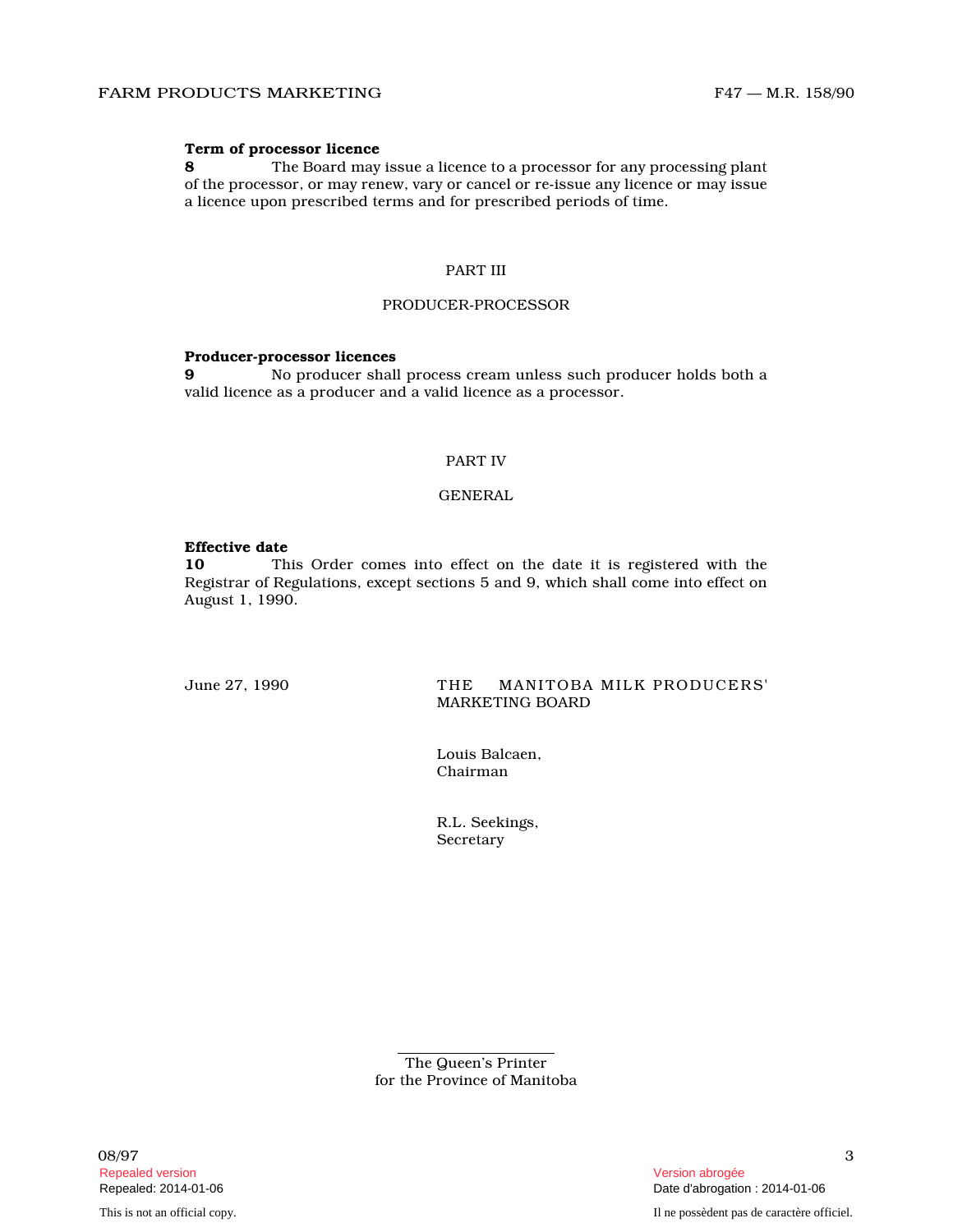**Term of processor licence**

**8** The Board may issue a licence to a processor for any processing plant of the processor, or may renew, vary or cancel or re-issue any licence or may issue a licence upon prescribed terms and for prescribed periods of time.

## PART III

## PRODUCER-PROCESSOR

**Producer-processor licences**

**9** No producer shall process cream unless such producer holds both a valid licence as a producer and a valid licence as a processor.

## PART IV

## GENERAL

**Effective date**

**10** This Order comes into effect on the date it is registered with the Registrar of Regulations, except sections 5 and 9, which shall come into effect on August 1, 1990.

June 27, 1990

THE MANITOBA MILK PRODUCERS' MARKETING BOARD

Louis Balcaen,
Chairman

R.L. Seekings,
Secretary

The Queen's Printer
for the Province of Manitoba

08/97

Repealed version
Repealed: 2014-01-06

Version abrogée
Date d'abrogation : 2014-01-06

This is not an official copy.

Il ne possèdent pas de caractère officiel.